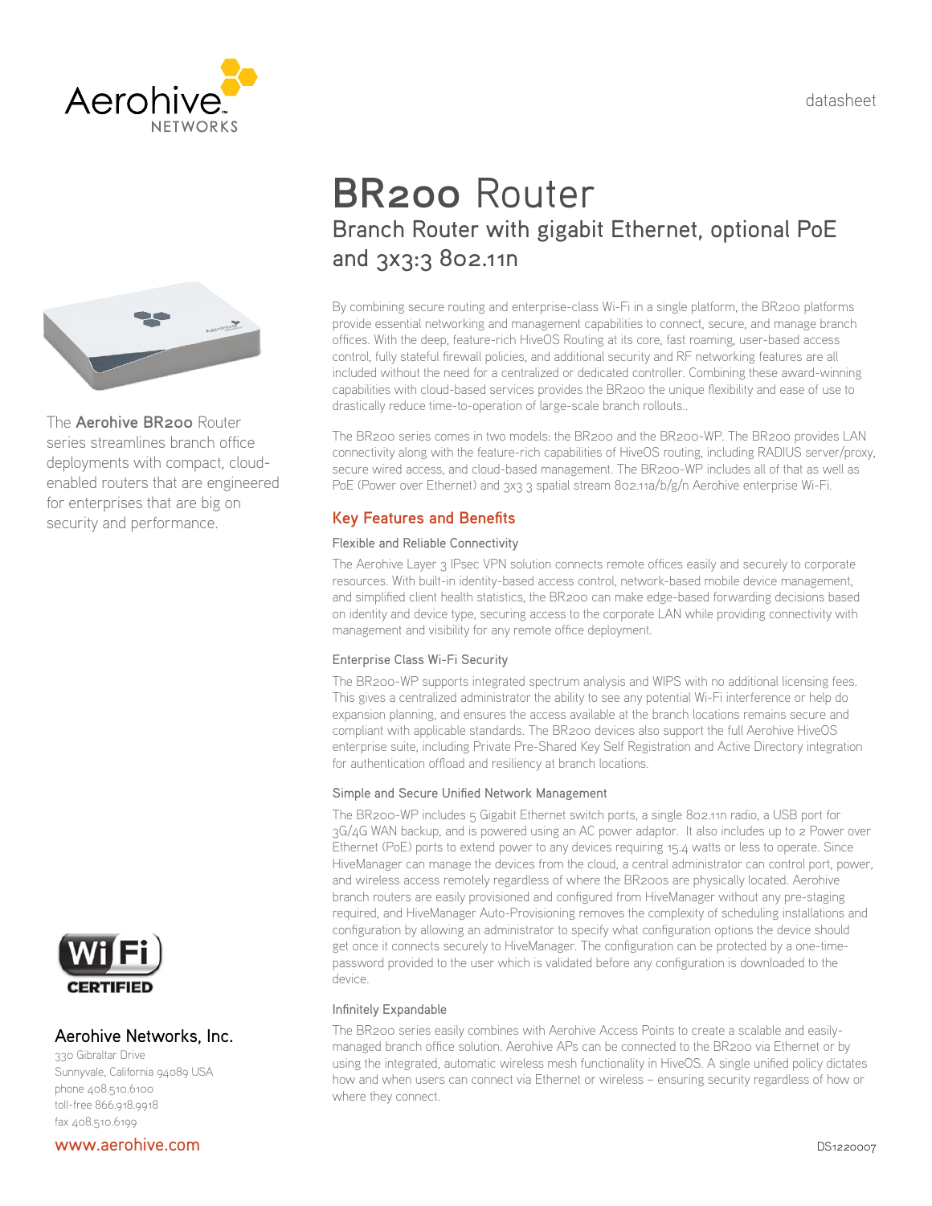datasheet

# BR200 Router

## Branch Router with gigabit Ethernet, optional PoE and 3x3:3 802.11n

The **Aerohive BR200** Router series streamlines branch office deployments with compact, cloud-enabled routers that are engineered for enterprises that are big on security and performance.

By combining secure routing and enterprise-class Wi-Fi in a single platform, the BR200 platforms provide essential networking and management capabilities to connect, secure, and manage branch offices. With the deep, feature-rich HiveOS Routing at its core, fast roaming, user-based access control, fully stateful firewall policies, and additional security and RF networking features are all included without the need for a centralized or dedicated controller. Combining these award-winning capabilities with cloud-based services provides the BR200 the unique flexibility and ease of use to drastically reduce time-to-operation of large-scale branch rollouts..

The BR200 series comes in two models: the BR200 and the BR200-WP. The BR200 provides LAN connectivity along with the feature-rich capabilities of HiveOS routing, including RADIUS server/proxy, secure wired access, and cloud-based management. The BR200-WP includes all of that as well as PoE (Power over Ethernet) and 3x3 3 spatial stream 802.11a/b/g/n Aerohive enterprise Wi-Fi.

## Key Features and Benefits

### Flexible and Reliable Connectivity

The Aerohive Layer 3 IPsec VPN solution connects remote offices easily and securely to corporate resources. With built-in identity-based access control, network-based mobile device management, and simplified client health statistics, the BR200 can make edge-based forwarding decisions based on identity and device type, securing access to the corporate LAN while providing connectivity with management and visibility for any remote office deployment.

### Enterprise Class Wi-Fi Security

The BR200-WP supports integrated spectrum analysis and WIPS with no additional licensing fees. This gives a centralized administrator the ability to see any potential Wi-Fi interference or help do expansion planning, and ensures the access available at the branch locations remains secure and compliant with applicable standards. The BR200 devices also support the full Aerohive HiveOS enterprise suite, including Private Pre-Shared Key Self Registration and Active Directory integration for authentication offload and resiliency at branch locations.

### Simple and Secure Unified Network Management

The BR200-WP includes 5 Gigabit Ethernet switch ports, a single 802.11n radio, a USB port for 3G/4G WAN backup, and is powered using an AC power adaptor. It also includes up to 2 Power over Ethernet (PoE) ports to extend power to any devices requiring 15.4 watts or less to operate. Since HiveManager can manage the devices from the cloud, a central administrator can control port, power, and wireless access remotely regardless of where the BR200s are physically located. Aerohive branch routers are easily provisioned and configured from HiveManager without any pre-staging required, and HiveManager Auto-Provisioning removes the complexity of scheduling installations and configuration by allowing an administrator to specify what configuration options the device should get once it connects securely to HiveManager. The configuration can be protected by a one-time-password provided to the user which is validated before any configuration is downloaded to the device.

### Infinitely Expandable

The BR200 series easily combines with Aerohive Access Points to create a scalable and easily-managed branch office solution. Aerohive APs can be connected to the BR200 via Ethernet or by using the integrated, automatic wireless mesh functionality in HiveOS. A single unified policy dictates how and when users can connect via Ethernet or wireless – ensuring security regardless of how or where they connect.

Wi Fi CERTIFIED

**Aerohive Networks, Inc.**
330 Gibraltar Drive
Sunnyvale, California 94089 USA
phone 408.510.6100
toll-free 866.918.9918
fax 408.510.6199

www.aerohive.com

DS1220007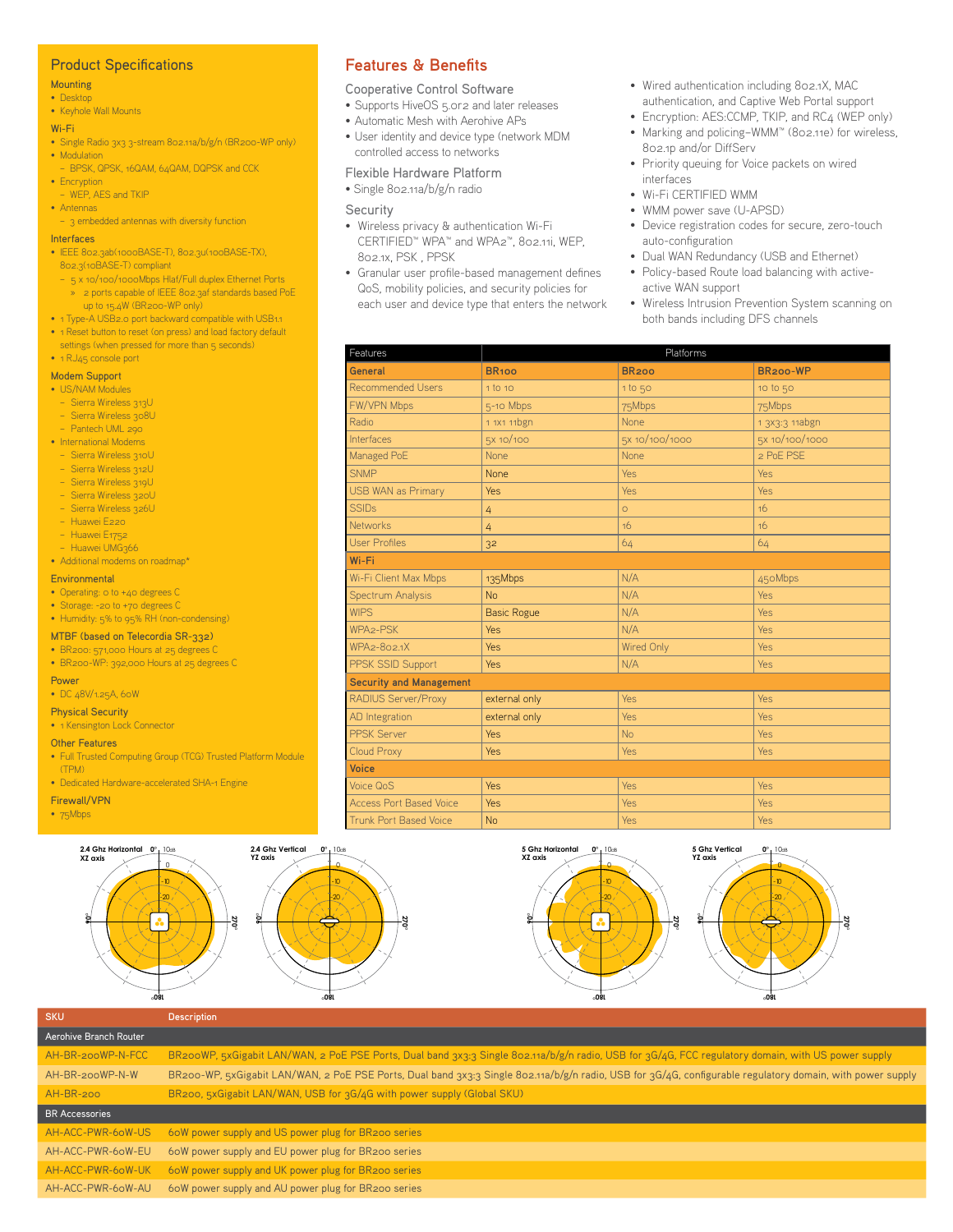## Product Specifications

### Mounting
- Desktop
- Keyhole Wall Mounts

### Wi-Fi
- Single Radio 3x3 3-stream 802.11a/b/g/n (BR200-WP only)
- Modulation
  - BPSK, QPSK, 16QAM, 64QAM, DQPSK and CCK
- Encryption
  - WEP, AES and TKIP
- Antennas
  - 3 embedded antennas with diversity function

### Interfaces
- IEEE 802.3ab(1000BASE-T), 802.3u(100BASE-TX), 802.3(10BASE-T) compliant
  - 5 x 10/100/1000Mbps Hlaf/Full duplex Ethernet Ports
    - » 2 ports capable of IEEE 802.3af standards based PoE up to 15.4W (BR200-WP only)
- 1 Type-A USB2.0 port backward compatible with USB1.1
- 1 Reset button to reset (on press) and load factory default settings (when pressed for more than 5 seconds)
- 1 RJ45 console port

### Modem Support
- US/NAM Modules
  - Sierra Wireless 313U
  - Sierra Wireless 308U
  - Pantech UML 290
- International Modems
  - Sierra Wireless 310U
  - Sierra Wireless 312U
  - Sierra Wireless 319U
  - Sierra Wireless 320U
  - Sierra Wireless 326U
  - Huawei E220
  - Huawei E1752
  - Huawei UMG366
- Additional modems on roadmap*

### Environmental
- Operating: 0 to +40 degrees C
- Storage: -20 to +70 degrees C
- Humidity: 5% to 95% RH (non-condensing)

### MTBF (based on Telecordia SR-332)
- BR200: 571,000 Hours at 25 degrees C
- BR200-WP: 392,000 Hours at 25 degrees C

### Power
- DC 48V/1.25A, 60W

### Physical Security
- 1 Kensington Lock Connector

### Other Features
- Full Trusted Computing Group (TCG) Trusted Platform Module (TPM)
- Dedicated Hardware-accelerated SHA-1 Engine

### Firewall/VPN
- 75Mbps

## Features & Benefits

### Cooperative Control Software
- Supports HiveOS 5.0r2 and later releases
- Automatic Mesh with Aerohive APs
- User identity and device type (network MDM controlled access to networks

### Flexible Hardware Platform
- Single 802.11a/b/g/n radio

### Security
- Wireless privacy & authentication Wi-Fi CERTIFIED™ WPA™ and WPA2™, 802.11i, WEP, 802.1x, PSK , PPSK
- Granular user profile-based management defines QoS, mobility policies, and security policies for each user and device type that enters the network
- Wired authentication including 802.1X, MAC authentication, and Captive Web Portal support
- Encryption: AES:CCMP, TKIP, and RC4 (WEP only)
- Marking and policing–WMM™ (802.11e) for wireless, 802.1p and/or DiffServ
- Priority queuing for Voice packets on wired interfaces
- Wi-Fi CERTIFIED WMM
- WMM power save (U-APSD)
- Device registration codes for secure, zero-touch auto-configuration
- Dual WAN Redundancy (USB and Ethernet)
- Policy-based Route load balancing with active-active WAN support
- Wireless Intrusion Prevention System scanning on both bands including DFS channels

| Features | Platforms | | |
|---|---|---|---|
| **General** | **BR100** | **BR200** | **BR200-WP** |
| Recommended Users | 1 to 10 | 1 to 50 | 10 to 50 |
| FW/VPN Mbps | 5-10 Mbps | 75Mbps | 75Mbps |
| Radio | 1 1x1 11bgn | None | 1 3x3:3 11abgn |
| Interfaces | 5x 10/100 | 5x 10/100/1000 | 5x 10/100/1000 |
| Managed PoE | None | None | 2 PoE PSE |
| SNMP | None | Yes | Yes |
| USB WAN as Primary | Yes | Yes | Yes |
| SSIDs | 4 | 0 | 16 |
| Networks | 4 | 16 | 16 |
| User Profiles | 32 | 64 | 64 |
| **Wi-Fi** | | | |
| Wi-Fi Client Max Mbps | 135Mbps | N/A | 450Mbps |
| Spectrum Analysis | No | N/A | Yes |
| WIPS | Basic Rogue | N/A | Yes |
| WPA2-PSK | Yes | N/A | Yes |
| WPA2-802.1X | Yes | Wired Only | Yes |
| PPSK SSID Support | Yes | N/A | Yes |
| **Security and Management** | | | |
| RADIUS Server/Proxy | external only | Yes | Yes |
| AD Integration | external only | Yes | Yes |
| PPSK Server | Yes | No | Yes |
| Cloud Proxy | Yes | Yes | Yes |
| **Voice** | | | |
| Voice QoS | Yes | Yes | Yes |
| Access Port Based Voice | Yes | Yes | Yes |
| Trunk Port Based Voice | No | Yes | Yes |

2.4 Ghz Horizontal XZ axis
0° 10dB 0 -10 -20 90° 270° 180°

2.4 Ghz Vertical YZ axis
0° 10dB 0 -10 -20 90° 270° 180°

5 Ghz Horizontal XZ axis
0° 10dB 0 -10 -20 90° 270° 180°

5 Ghz Vertical YZ axis
0° 10dB 0 -10 -20 90° 270° 180°

| SKU | Description |
|---|---|
| **Aerohive Branch Router** | |
| AH-BR-200WP-N-FCC | BR200WP, 5xGigabit LAN/WAN, 2 PoE PSE Ports, Dual band 3x3:3 Single 802.11a/b/g/n radio, USB for 3G/4G, FCC regulatory domain, with US power supply |
| AH-BR-200WP-N-W | BR200-WP, 5xGigabit LAN/WAN, 2 PoE PSE Ports, Dual band 3x3:3 Single 802.11a/b/g/n radio, USB for 3G/4G, configurable regulatory domain, with power supply |
| AH-BR-200 | BR200, 5xGigabit LAN/WAN, USB for 3G/4G with power supply (Global SKU) |
| **BR Accessories** | |
| AH-ACC-PWR-60W-US | 60W power supply and US power plug for BR200 series |
| AH-ACC-PWR-60W-EU | 60W power supply and EU power plug for BR200 series |
| AH-ACC-PWR-60W-UK | 60W power supply and UK power plug for BR200 series |
| AH-ACC-PWR-60W-AU | 60W power supply and AU power plug for BR200 series |